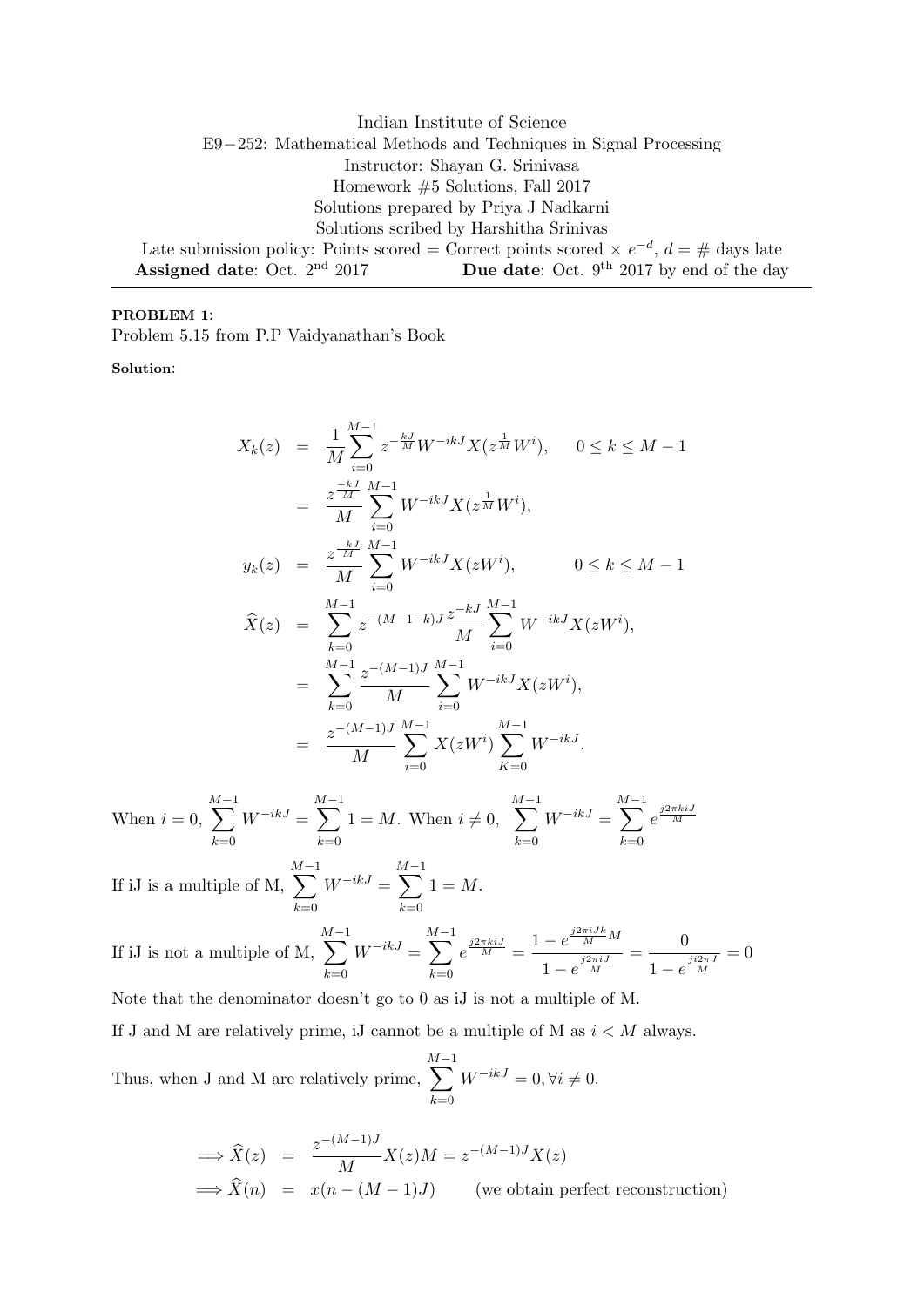Indian Institute of Science

E9−252: Mathematical Methods and Techniques in Signal Processing

Instructor: Shayan G. Srinivasa

Homework #5 Solutions, Fall 2017

Solutions prepared by Priya J Nadkarni

Solutions scribed by Harshitha Srinivas

Late submission policy: Points scored = Correct points scored × $e^{-d}$, $d$ = # days late

**Assigned date**: Oct. 2[nd] 2017 **Due date**: Oct. 9[th] 2017 by end of the day

---

**PROBLEM 1**:

Problem 5.15 from P.P Vaidyanathan's Book

**Solution**:

$$
\begin{aligned}
X_k(z) &= \frac{1}{M}\sum_{i=0}^{M-1} z^{-\frac{kJ}{M}} W^{-ikJ} X(z^{\frac{1}{M}}W^i), \qquad 0 \le k \le M-1 \\
&= \frac{z^{\frac{-kJ}{M}}}{M}\sum_{i=0}^{M-1} W^{-ikJ} X(z^{\frac{1}{M}}W^i), \\
y_k(z) &= \frac{z^{\frac{-kJ}{M}}}{M}\sum_{i=0}^{M-1} W^{-ikJ} X(zW^i), \qquad\qquad 0 \le k \le M-1 \\
\widehat{X}(z) &= \sum_{k=0}^{M-1} z^{-(M-1-k)J} \frac{z^{-kJ}}{M}\sum_{i=0}^{M-1} W^{-ikJ} X(zW^i), \\
&= \sum_{k=0}^{M-1} \frac{z^{-(M-1)J}}{M}\sum_{i=0}^{M-1} W^{-ikJ} X(zW^i), \\
&= \frac{z^{-(M-1)J}}{M}\sum_{i=0}^{M-1} X(zW^i) \sum_{K=0}^{M-1} W^{-ikJ}.
\end{aligned}
$$

When $i = 0$, $\sum_{k=0}^{M-1} W^{-ikJ} = \sum_{k=0}^{M-1} 1 = M$. When $i \neq 0$, $\sum_{k=0}^{M-1} W^{-ikJ} = \sum_{k=0}^{M-1} e^{\frac{j2\pi kiJ}{M}}$

If iJ is a multiple of M, $\sum_{k=0}^{M-1} W^{-ikJ} = \sum_{k=0}^{M-1} 1 = M$.

If iJ is not a multiple of M, $\sum_{k=0}^{M-1} W^{-ikJ} = \sum_{k=0}^{M-1} e^{\frac{j2\pi kiJ}{M}} = \frac{1 - e^{\frac{j2\pi iJk}{M}M}}{1 - e^{\frac{j2\pi iJ}{M}}} = \frac{0}{1 - e^{\frac{ji2\pi J}{M}}} = 0$

Note that the denominator doesn't go to 0 as iJ is not a multiple of M.

If J and M are relatively prime, iJ cannot be a multiple of M as $i < M$ always.

Thus, when J and M are relatively prime, $\sum_{k=0}^{M-1} W^{-ikJ} = 0, \forall i \neq 0$.

$$
\begin{aligned}
\implies \widehat{X}(z) &= \frac{z^{-(M-1)J}}{M} X(z) M = z^{-(M-1)J} X(z) \\
\implies \widehat{X}(n) &= x(n-(M-1)J) \qquad \text{(we obtain perfect reconstruction)}
\end{aligned}
$$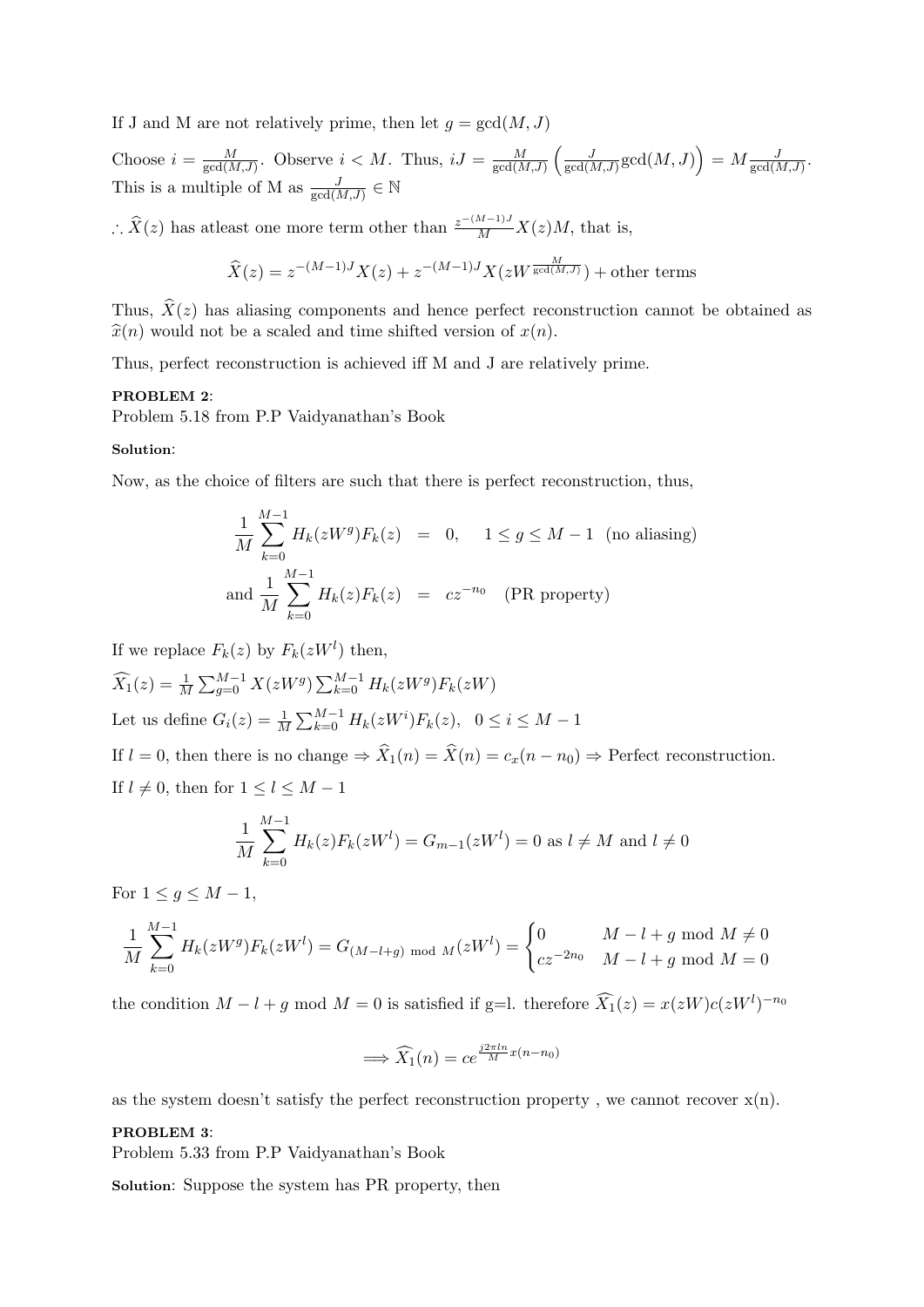If J and M are not relatively prime, then let $g = \gcd(M, J)$

Choose $i = \frac{M}{\gcd(M,J)}$. Observe $i < M$. Thus, $iJ = \frac{M}{\gcd(M,J)}\left(\frac{J}{\gcd(M,J)}\gcd(M,J)\right) = M\frac{J}{\gcd(M,J)}$. This is a multiple of M as $\frac{J}{\gcd(M,J)} \in \mathbb{N}$

$\therefore \widehat{X}(z)$ has atleast one more term other than $\frac{z^{-(M-1)J}}{M}X(z)M$, that is,

$$\widehat{X}(z) = z^{-(M-1)J}X(z) + z^{-(M-1)J}X(zW^{\frac{M}{\gcd(M,J)}}) + \text{other terms}$$

Thus, $\widehat{X}(z)$ has aliasing components and hence perfect reconstruction cannot be obtained as $\widehat{x}(n)$ would not be a scaled and time shifted version of $x(n)$.

Thus, perfect reconstruction is achieved iff M and J are relatively prime.

**PROBLEM 2**:
Problem 5.18 from P.P Vaidyanathan's Book

**Solution**:

Now, as the choice of filters are such that there is perfect reconstruction, thus,

$$\begin{aligned}
\frac{1}{M}\sum_{k=0}^{M-1} H_k(zW^g)F_k(z) &= 0, \quad 1 \le g \le M-1 \quad \text{(no aliasing)} \\
\text{and } \frac{1}{M}\sum_{k=0}^{M-1} H_k(z)F_k(z) &= cz^{-n_0} \quad \text{(PR property)}
\end{aligned}$$

If we replace $F_k(z)$ by $F_k(zW^l)$ then,

$\widehat{X_1}(z) = \frac{1}{M}\sum_{g=0}^{M-1} X(zW^g)\sum_{k=0}^{M-1} H_k(zW^g)F_k(zW)$

Let us define $G_i(z) = \frac{1}{M}\sum_{k=0}^{M-1} H_k(zW^i)F_k(z), \ \ 0 \le i \le M-1$

If $l = 0$, then there is no change $\Rightarrow \widehat{X}_1(n) = \widehat{X}(n) = c_x(n-n_0) \Rightarrow$ Perfect reconstruction.

If $l \neq 0$, then for $1 \le l \le M-1$

$$\frac{1}{M}\sum_{k=0}^{M-1} H_k(z)F_k(zW^l) = G_{m-1}(zW^l) = 0 \text{ as } l \neq M \text{ and } l \neq 0$$

For $1 \le g \le M-1$,

$$\frac{1}{M}\sum_{k=0}^{M-1} H_k(zW^g)F_k(zW^l) = G_{(M-l+g) \bmod M}(zW^l) = \begin{cases} 0 & M-l+g \bmod M \neq 0 \\ cz^{-2n_0} & M-l+g \bmod M = 0 \end{cases}$$

the condition $M - l + g \bmod M = 0$ is satisfied if g=l. therefore $\widehat{X_1}(z) = x(zW)c(zW^l)^{-n_0}$

$$\Longrightarrow \widehat{X_1}(n) = ce^{\frac{j2\pi ln}{M}x(n-n_0)}$$

as the system doesn't satisfy the perfect reconstruction property , we cannot recover x(n).

**PROBLEM 3**:
Problem 5.33 from P.P Vaidyanathan's Book

**Solution**: Suppose the system has PR property, then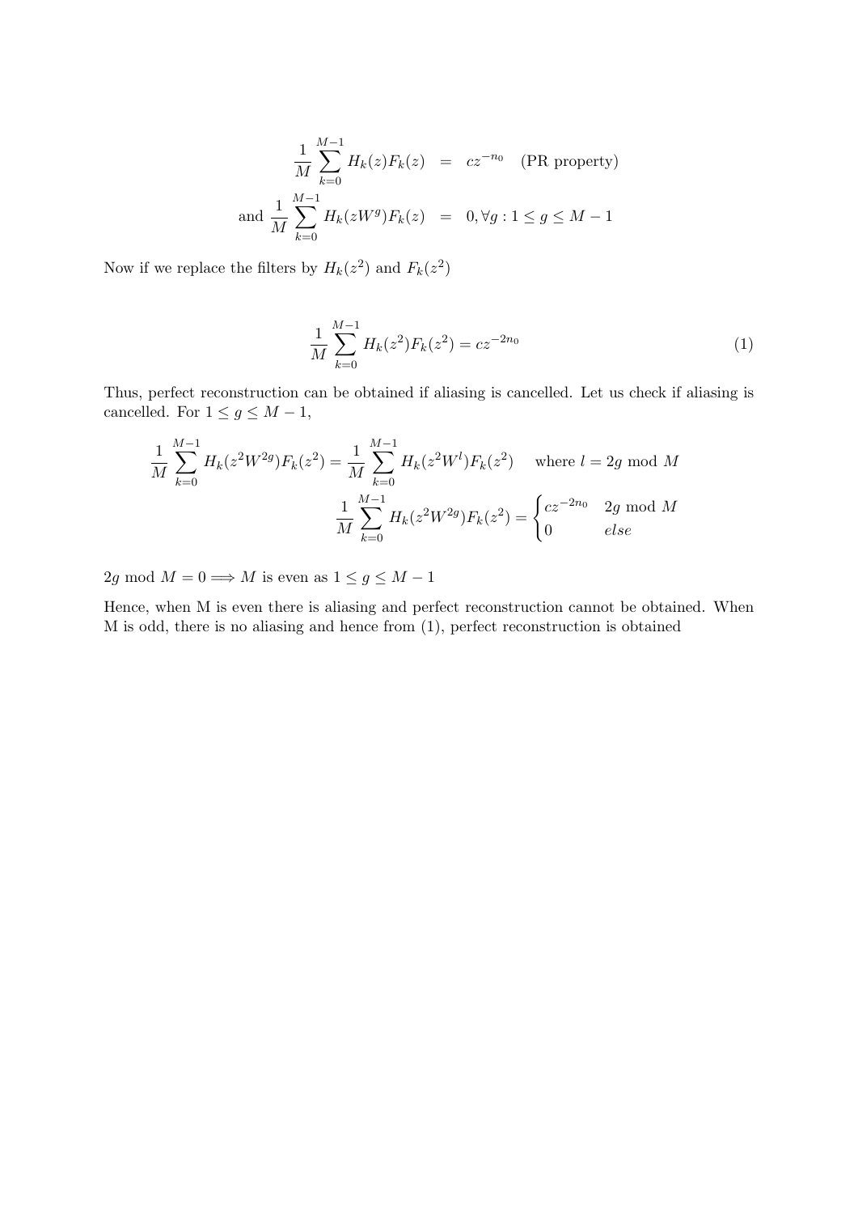$$
\begin{aligned}
\frac{1}{M}\sum_{k=0}^{M-1} H_k(z)F_k(z) &= cz^{-n_0} \quad \text{(PR property)} \\
\text{and } \frac{1}{M}\sum_{k=0}^{M-1} H_k(zW^g)F_k(z) &= 0, \forall g : 1 \leq g \leq M-1
\end{aligned}
$$

Now if we replace the filters by $H_k(z^2)$ and $F_k(z^2)$

$$
\frac{1}{M}\sum_{k=0}^{M-1} H_k(z^2)F_k(z^2) = cz^{-2n_0} \tag{1}
$$

Thus, perfect reconstruction can be obtained if aliasing is cancelled. Let us check if aliasing is cancelled. For $1 \leq g \leq M-1$,

$$
\frac{1}{M}\sum_{k=0}^{M-1} H_k(z^2W^{2g})F_k(z^2) = \frac{1}{M}\sum_{k=0}^{M-1} H_k(z^2W^l)F_k(z^2) \quad \text{where } l = 2g \bmod M
$$

$$
\frac{1}{M}\sum_{k=0}^{M-1} H_k(z^2W^{2g})F_k(z^2) = \begin{cases} cz^{-2n_0} & 2g \bmod M \\ 0 & else \end{cases}
$$

$2g \bmod M = 0 \implies M$ is even as $1 \leq g \leq M-1$

Hence, when M is even there is aliasing and perfect reconstruction cannot be obtained. When M is odd, there is no aliasing and hence from (1), perfect reconstruction is obtained